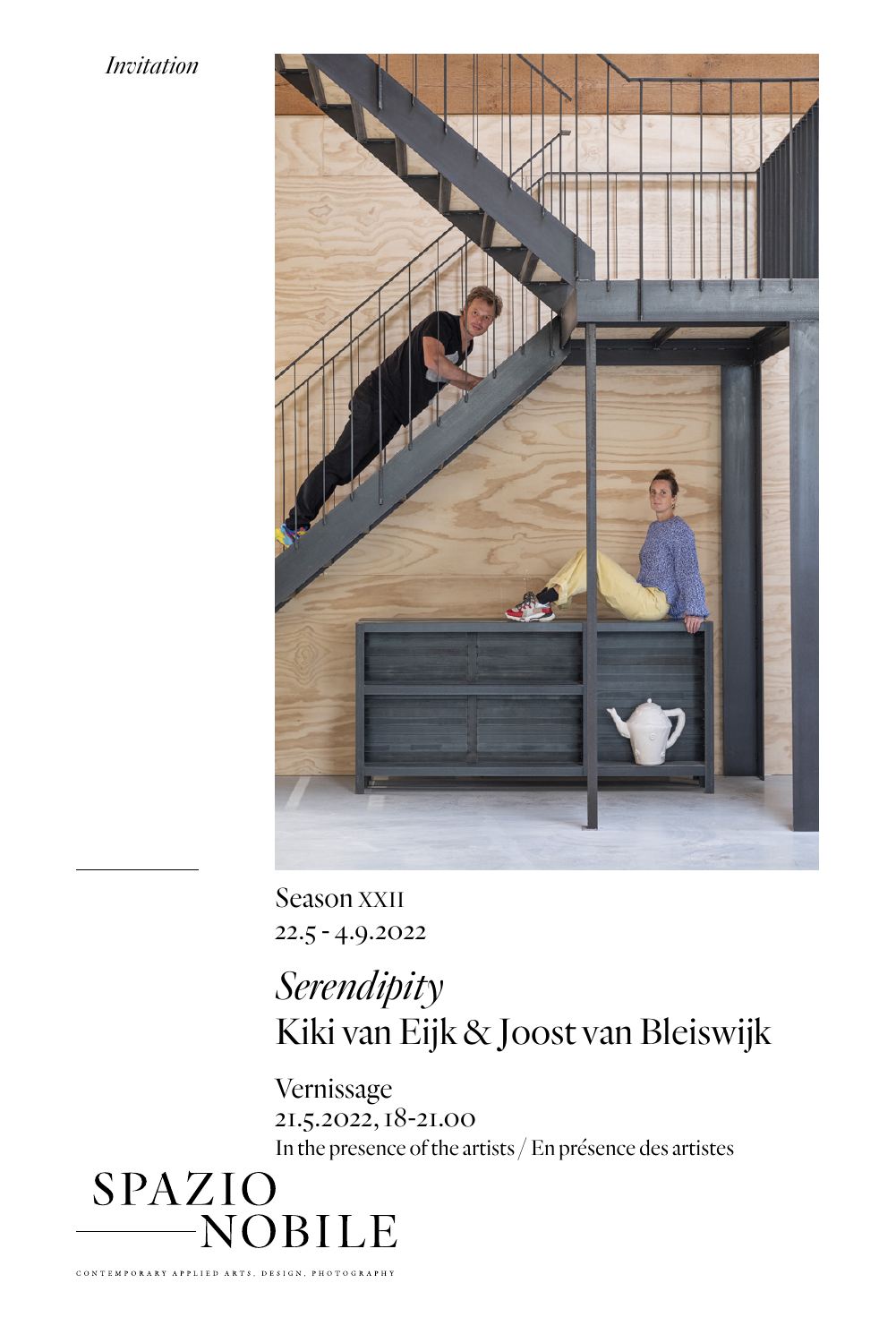*Invitation*

Season XXII
22.5 - 4.9.2022

# *Serendipity*
# Kiki van Eijk & Joost van Bleiswijk

Vernissage
21.5.2022, 18-21.00
In the presence of the artists / En présence des artistes

SPAZIO NOBILE

CONTEMPORARY APPLIED ARTS, DESIGN, PHOTOGRAPHY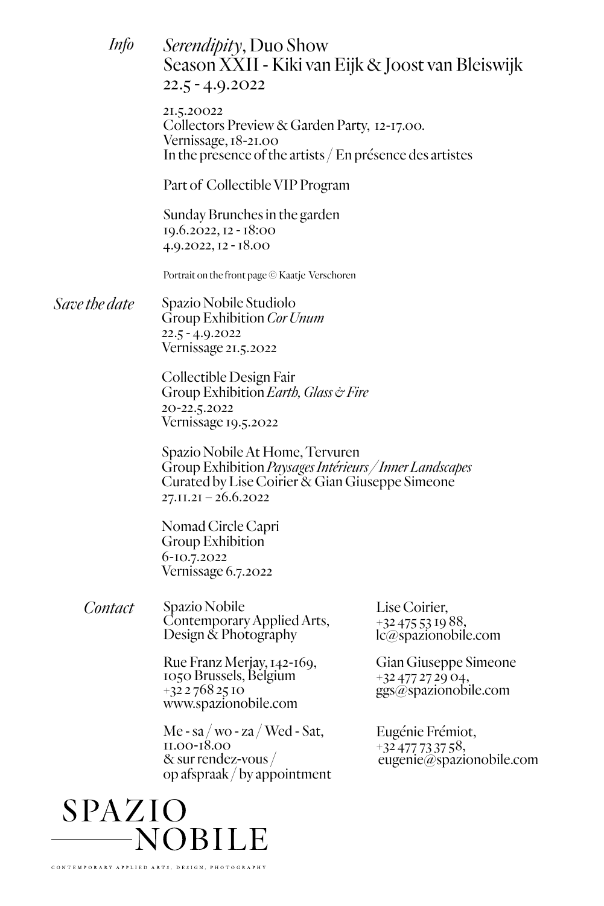*Info*

*Serendipity*, Duo Show
Season XXII - Kiki van Eijk & Joost van Bleiswijk
22.5 - 4.9.2022

21.5.20022
Collectors Preview & Garden Party, 12-17.00.
Vernissage, 18-21.00
In the presence of the artists / En présence des artistes

Part of Collectible VIP Program

Sunday Brunches in the garden
19.6.2022, 12 - 18:00
4.9.2022, 12 - 18.00

Portrait on the front page © Kaatje Verschoren

*Save the date*

Spazio Nobile Studiolo
Group Exhibition *Cor Unum*
22.5 - 4.9.2022
Vernissage 21.5.2022

Collectible Design Fair
Group Exhibition *Earth, Glass & Fire*
20-22.5.2022
Vernissage 19.5.2022

Spazio Nobile At Home, Tervuren
Group Exhibition *Paysages Intérieurs / Inner Landscapes*
Curated by Lise Coirier & Gian Giuseppe Simeone
27.11.21 – 26.6.2022

Nomad Circle Capri
Group Exhibition
6-10.7.2022
Vernissage 6.7.2022

*Contact*

Spazio Nobile
Contemporary Applied Arts,
Design & Photography

Rue Franz Merjay, 142-169,
1050 Brussels, Belgium
+32 2 768 25 10
www.spazionobile.com

Me - sa / wo - za / Wed - Sat,
11.00-18.00
& sur rendez-vous /
op afspraak / by appointment

Lise Coirier,
+32 475 53 19 88,
lc@spazionobile.com

Gian Giuseppe Simeone
+32 477 27 29 04,
ggs@spazionobile.com

Eugénie Frémiot,
+32 477 73 37 58,
eugenie@spazionobile.com

SPAZIO
NOBILE

CONTEMPORARY APPLIED ARTS, DESIGN, PHOTOGRAPHY